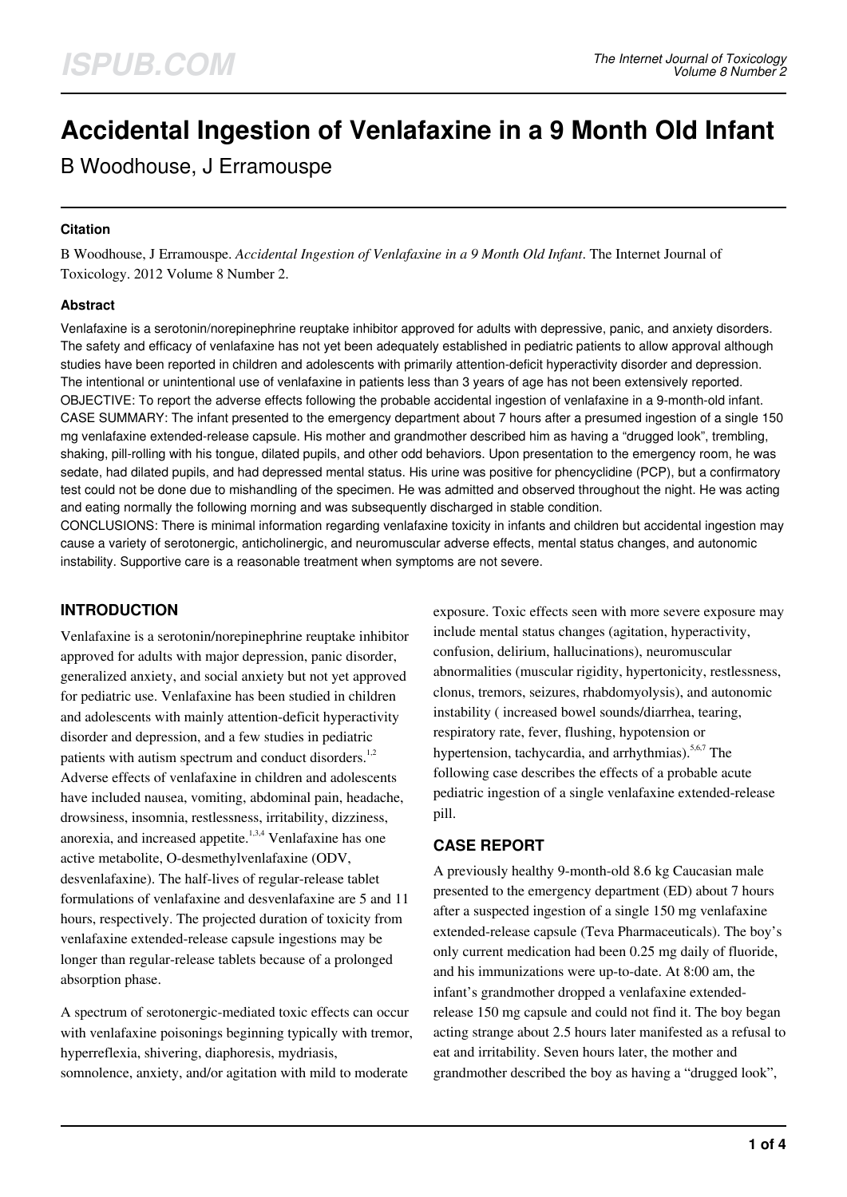# Accidental Ingestion of Venlafaxine in a 9 Month Old Infant

B Woodhouse, J Erramouspe

### Citation

B Woodhouse, J Erramouspe. *Accidental Ingestion of Venlafaxine in a 9 Month Old Infant*. The Internet Journal of Toxicology. 2012 Volume 8 Number 2.

### Abstract

Venlafaxine is a serotonin/norepinephrine reuptake inhibitor approved for adults with depressive, panic, and anxiety disorders. The safety and efficacy of venlafaxine has not yet been adequately established in pediatric patients to allow approval although studies have been reported in children and adolescents with primarily attention-deficit hyperactivity disorder and depression. The intentional or unintentional use of venlafaxine in patients less than 3 years of age has not been extensively reported. OBJECTIVE: To report the adverse effects following the probable accidental ingestion of venlafaxine in a 9-month-old infant. CASE SUMMARY: The infant presented to the emergency department about 7 hours after a presumed ingestion of a single 150 mg venlafaxine extended-release capsule. His mother and grandmother described him as having a "drugged look", trembling, shaking, pill-rolling with his tongue, dilated pupils, and other odd behaviors. Upon presentation to the emergency room, he was sedate, had dilated pupils, and had depressed mental status. His urine was positive for phencyclidine (PCP), but a confirmatory test could not be done due to mishandling of the specimen. He was admitted and observed throughout the night. He was acting and eating normally the following morning and was subsequently discharged in stable condition.
CONCLUSIONS: There is minimal information regarding venlafaxine toxicity in infants and children but accidental ingestion may cause a variety of serotonergic, anticholinergic, and neuromuscular adverse effects, mental status changes, and autonomic instability. Supportive care is a reasonable treatment when symptoms are not severe.

## INTRODUCTION

Venlafaxine is a serotonin/norepinephrine reuptake inhibitor approved for adults with major depression, panic disorder, generalized anxiety, and social anxiety but not yet approved for pediatric use. Venlafaxine has been studied in children and adolescents with mainly attention-deficit hyperactivity disorder and depression, and a few studies in pediatric patients with autism spectrum and conduct disorders.[1,2] Adverse effects of venlafaxine in children and adolescents have included nausea, vomiting, abdominal pain, headache, drowsiness, insomnia, restlessness, irritability, dizziness, anorexia, and increased appetite.[1,3,4] Venlafaxine has one active metabolite, O-desmethylvenlafaxine (ODV, desvenlafaxine). The half-lives of regular-release tablet formulations of venlafaxine and desvenlafaxine are 5 and 11 hours, respectively. The projected duration of toxicity from venlafaxine extended-release capsule ingestions may be longer than regular-release tablets because of a prolonged absorption phase.

A spectrum of serotonergic-mediated toxic effects can occur with venlafaxine poisonings beginning typically with tremor, hyperreflexia, shivering, diaphoresis, mydriasis, somnolence, anxiety, and/or agitation with mild to moderate exposure. Toxic effects seen with more severe exposure may include mental status changes (agitation, hyperactivity, confusion, delirium, hallucinations), neuromuscular abnormalities (muscular rigidity, hypertonicity, restlessness, clonus, tremors, seizures, rhabdomyolysis), and autonomic instability ( increased bowel sounds/diarrhea, tearing, respiratory rate, fever, flushing, hypotension or hypertension, tachycardia, and arrhythmias).[5,6,7] The following case describes the effects of a probable acute pediatric ingestion of a single venlafaxine extended-release pill.

## CASE REPORT

A previously healthy 9-month-old 8.6 kg Caucasian male presented to the emergency department (ED) about 7 hours after a suspected ingestion of a single 150 mg venlafaxine extended-release capsule (Teva Pharmaceuticals). The boy's only current medication had been 0.25 mg daily of fluoride, and his immunizations were up-to-date. At 8:00 am, the infant's grandmother dropped a venlafaxine extended-release 150 mg capsule and could not find it. The boy began acting strange about 2.5 hours later manifested as a refusal to eat and irritability. Seven hours later, the mother and grandmother described the boy as having a "drugged look",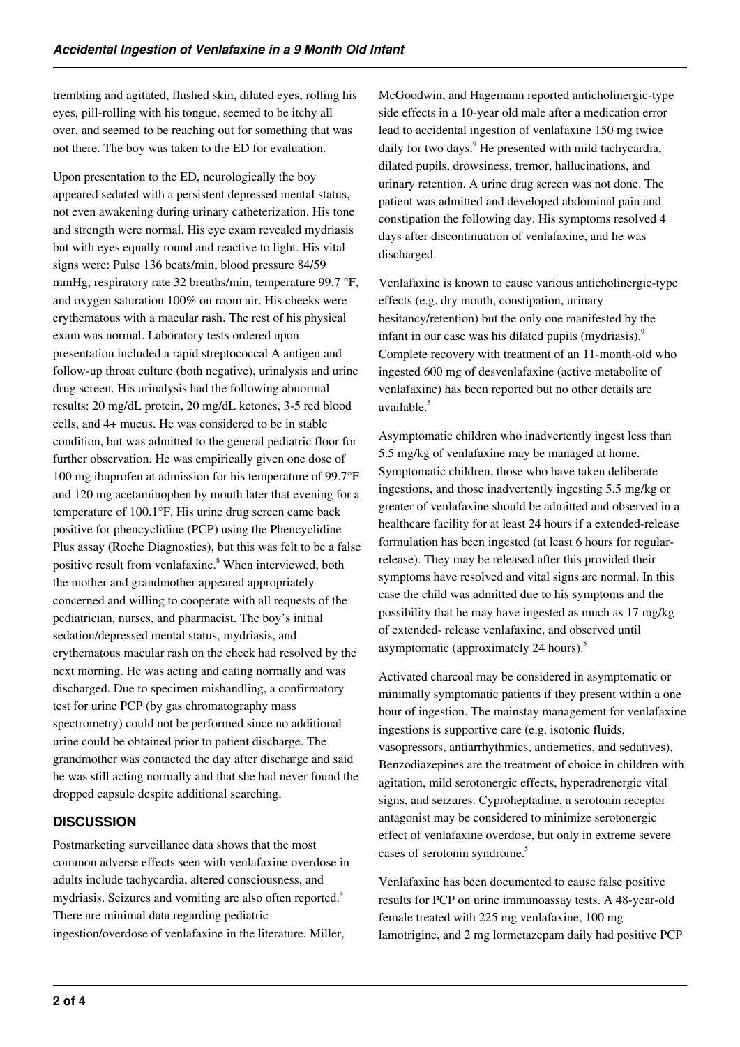trembling and agitated, flushed skin, dilated eyes, rolling his eyes, pill-rolling with his tongue, seemed to be itchy all over, and seemed to be reaching out for something that was not there. The boy was taken to the ED for evaluation.

Upon presentation to the ED, neurologically the boy appeared sedated with a persistent depressed mental status, not even awakening during urinary catheterization. His tone and strength were normal. His eye exam revealed mydriasis but with eyes equally round and reactive to light. His vital signs were: Pulse 136 beats/min, blood pressure 84/59 mmHg, respiratory rate 32 breaths/min, temperature 99.7 °F, and oxygen saturation 100% on room air. His cheeks were erythematous with a macular rash. The rest of his physical exam was normal. Laboratory tests ordered upon presentation included a rapid streptococcal A antigen and follow-up throat culture (both negative), urinalysis and urine drug screen. His urinalysis had the following abnormal results: 20 mg/dL protein, 20 mg/dL ketones, 3-5 red blood cells, and 4+ mucus. He was considered to be in stable condition, but was admitted to the general pediatric floor for further observation. He was empirically given one dose of 100 mg ibuprofen at admission for his temperature of 99.7°F and 120 mg acetaminophen by mouth later that evening for a temperature of 100.1°F. His urine drug screen came back positive for phencyclidine (PCP) using the Phencyclidine Plus assay (Roche Diagnostics), but this was felt to be a false positive result from venlafaxine.[8] When interviewed, both the mother and grandmother appeared appropriately concerned and willing to cooperate with all requests of the pediatrician, nurses, and pharmacist. The boy's initial sedation/depressed mental status, mydriasis, and erythematous macular rash on the cheek had resolved by the next morning. He was acting and eating normally and was discharged. Due to specimen mishandling, a confirmatory test for urine PCP (by gas chromatography mass spectrometry) could not be performed since no additional urine could be obtained prior to patient discharge. The grandmother was contacted the day after discharge and said he was still acting normally and that she had never found the dropped capsule despite additional searching.

## DISCUSSION

Postmarketing surveillance data shows that the most common adverse effects seen with venlafaxine overdose in adults include tachycardia, altered consciousness, and mydriasis. Seizures and vomiting are also often reported.[4] There are minimal data regarding pediatric ingestion/overdose of venlafaxine in the literature. Miller, McGoodwin, and Hagemann reported anticholinergic-type side effects in a 10-year old male after a medication error lead to accidental ingestion of venlafaxine 150 mg twice daily for two days.[9] He presented with mild tachycardia, dilated pupils, drowsiness, tremor, hallucinations, and urinary retention. A urine drug screen was not done. The patient was admitted and developed abdominal pain and constipation the following day. His symptoms resolved 4 days after discontinuation of venlafaxine, and he was discharged.

Venlafaxine is known to cause various anticholinergic-type effects (e.g. dry mouth, constipation, urinary hesitancy/retention) but the only one manifested by the infant in our case was his dilated pupils (mydriasis).[9] Complete recovery with treatment of an 11-month-old who ingested 600 mg of desvenlafaxine (active metabolite of venlafaxine) has been reported but no other details are available.[5]

Asymptomatic children who inadvertently ingest less than 5.5 mg/kg of venlafaxine may be managed at home. Symptomatic children, those who have taken deliberate ingestions, and those inadvertently ingesting 5.5 mg/kg or greater of venlafaxine should be admitted and observed in a healthcare facility for at least 24 hours if a extended-release formulation has been ingested (at least 6 hours for regular-release). They may be released after this provided their symptoms have resolved and vital signs are normal. In this case the child was admitted due to his symptoms and the possibility that he may have ingested as much as 17 mg/kg of extended- release venlafaxine, and observed until asymptomatic (approximately 24 hours).[5]

Activated charcoal may be considered in asymptomatic or minimally symptomatic patients if they present within a one hour of ingestion. The mainstay management for venlafaxine ingestions is supportive care (e.g. isotonic fluids, vasopressors, antiarrhythmics, antiemetics, and sedatives). Benzodiazepines are the treatment of choice in children with agitation, mild serotonergic effects, hyperadrenergic vital signs, and seizures. Cyproheptadine, a serotonin receptor antagonist may be considered to minimize serotonergic effect of venlafaxine overdose, but only in extreme severe cases of serotonin syndrome.[5]

Venlafaxine has been documented to cause false positive results for PCP on urine immunoassay tests. A 48-year-old female treated with 225 mg venlafaxine, 100 mg lamotrigine, and 2 mg lormetazepam daily had positive PCP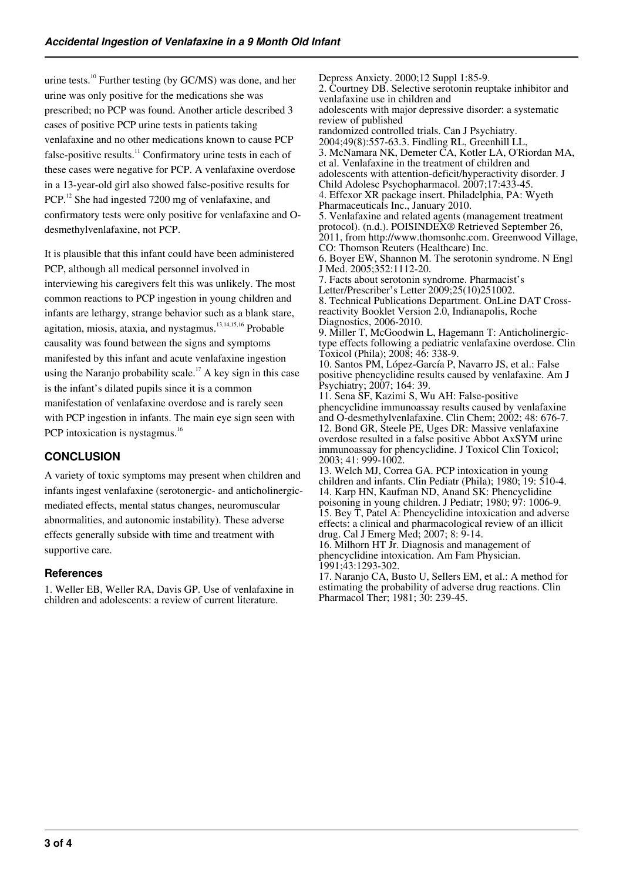urine tests.[10] Further testing (by GC/MS) was done, and her urine was only positive for the medications she was prescribed; no PCP was found. Another article described 3 cases of positive PCP urine tests in patients taking venlafaxine and no other medications known to cause PCP false-positive results.[11] Confirmatory urine tests in each of these cases were negative for PCP. A venlafaxine overdose in a 13-year-old girl also showed false-positive results for PCP.[12] She had ingested 7200 mg of venlafaxine, and confirmatory tests were only positive for venlafaxine and O-desmethylvenlafaxine, not PCP.

It is plausible that this infant could have been administered PCP, although all medical personnel involved in interviewing his caregivers felt this was unlikely. The most common reactions to PCP ingestion in young children and infants are lethargy, strange behavior such as a blank stare, agitation, miosis, ataxia, and nystagmus.[13,14,15,16] Probable causality was found between the signs and symptoms manifested by this infant and acute venlafaxine ingestion using the Naranjo probability scale.[17] A key sign in this case is the infant's dilated pupils since it is a common manifestation of venlafaxine overdose and is rarely seen with PCP ingestion in infants. The main eye sign seen with PCP intoxication is nystagmus.[16]

## CONCLUSION

A variety of toxic symptoms may present when children and infants ingest venlafaxine (serotonergic- and anticholinergic-mediated effects, mental status changes, neuromuscular abnormalities, and autonomic instability). These adverse effects generally subside with time and treatment with supportive care.

### References

1. Weller EB, Weller RA, Davis GP. Use of venlafaxine in children and adolescents: a review of current literature. Depress Anxiety. 2000;12 Suppl 1:85-9.
2. Courtney DB. Selective serotonin reuptake inhibitor and venlafaxine use in children and adolescents with major depressive disorder: a systematic review of published randomized controlled trials. Can J Psychiatry. 2004;49(8):557-63.3. Findling RL, Greenhill LL,
3. McNamara NK, Demeter CA, Kotler LA, O'Riordan MA, et al. Venlafaxine in the treatment of children and adolescents with attention-deficit/hyperactivity disorder. J Child Adolesc Psychopharmacol. 2007;17:433-45.
4. Effexor XR package insert. Philadelphia, PA: Wyeth Pharmaceuticals Inc., January 2010.
5. Venlafaxine and related agents (management treatment protocol). (n.d.). POISINDEX® Retrieved September 26, 2011, from http://www.thomsonhc.com. Greenwood Village, CO: Thomson Reuters (Healthcare) Inc.
6. Boyer EW, Shannon M. The serotonin syndrome. N Engl J Med. 2005;352:1112-20.
7. Facts about serotonin syndrome. Pharmacist's Letter/Prescriber's Letter 2009;25(10)251002.
8. Technical Publications Department. OnLine DAT Cross-reactivity Booklet Version 2.0, Indianapolis, Roche Diagnostics, 2006-2010.
9. Miller T, McGoodwin L, Hagemann T: Anticholinergic-type effects following a pediatric venlafaxine overdose. Clin Toxicol (Phila); 2008; 46: 338-9.
10. Santos PM, López-García P, Navarro JS, et al.: False positive phencyclidine results caused by venlafaxine. Am J Psychiatry; 2007; 164: 39.
11. Sena SF, Kazimi S, Wu AH: False-positive phencyclidine immunoassay results caused by venlafaxine and O-desmethylvenlafaxine. Clin Chem; 2002; 48: 676-7.
12. Bond GR, Steele PE, Uges DR: Massive venlafaxine overdose resulted in a false positive Abbot AxSYM urine immunoassay for phencyclidine. J Toxicol Clin Toxicol; 2003; 41: 999-1002.
13. Welch MJ, Correa GA. PCP intoxication in young children and infants. Clin Pediatr (Phila); 1980; 19: 510-4.
14. Karp HN, Kaufman ND, Anand SK: Phencyclidine poisoning in young children. J Pediatr; 1980; 97: 1006-9.
15. Bey T, Patel A: Phencyclidine intoxication and adverse effects: a clinical and pharmacological review of an illicit drug. Cal J Emerg Med; 2007; 8: 9-14.
16. Milhorn HT Jr. Diagnosis and management of phencyclidine intoxication. Am Fam Physician. 1991;43:1293-302.
17. Naranjo CA, Busto U, Sellers EM, et al.: A method for estimating the probability of adverse drug reactions. Clin Pharmacol Ther; 1981; 30: 239-45.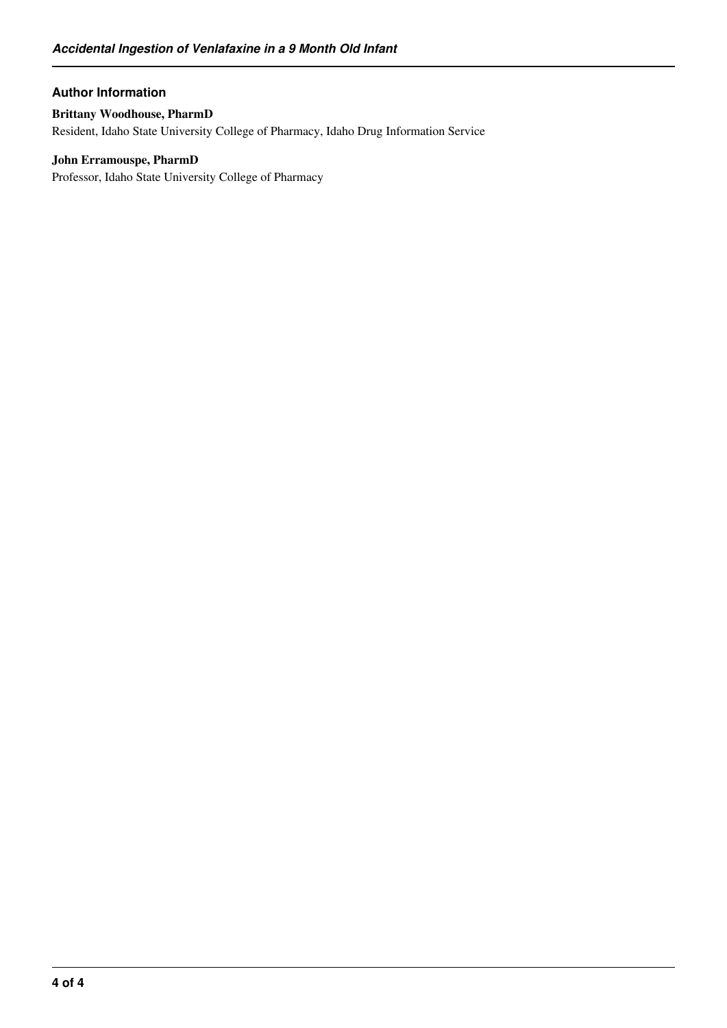### Author Information

**Brittany Woodhouse, PharmD**
Resident, Idaho State University College of Pharmacy, Idaho Drug Information Service

**John Erramouspe, PharmD**
Professor, Idaho State University College of Pharmacy